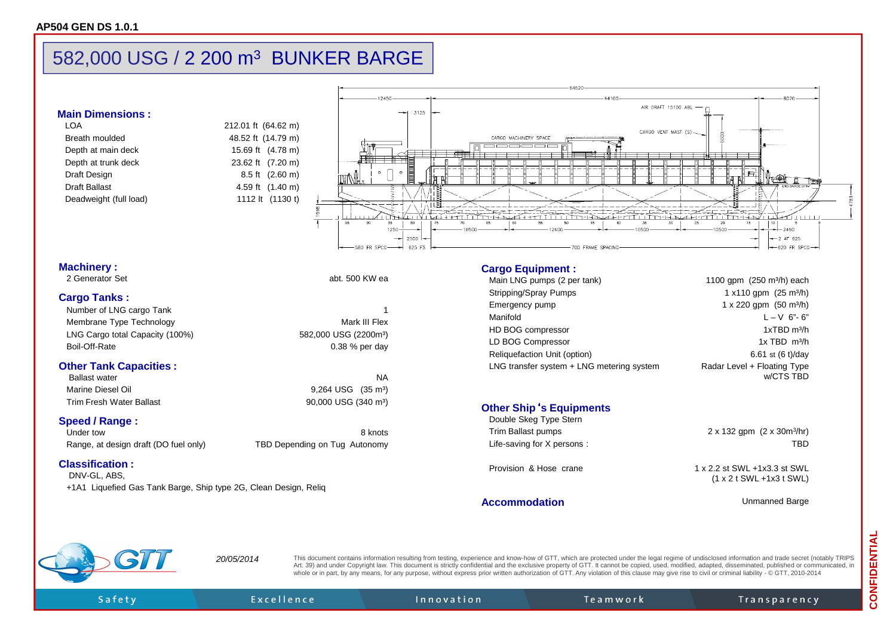AP504 GEN DS 1.0.1

# 582,000 USG / 2 200 m³ BUNKER BARGE

## Main Dimensions :

| | |
|---|---|
| LOA | 212.01 ft (64.62 m) |
| Breath moulded | 48.52 ft (14.79 m) |
| Depth at main deck | 15.69 ft (4.78 m) |
| Depth at trunk deck | 23.62 ft (7.20 m) |
| Draft Design | 8.5 ft (2.60 m) |
| Draft Ballast | 4.59 ft (1.40 m) |
| Deadweight (full load) | 1112 lt (1130 t) |

## Machinery :

| | |
|---|---|
| 2 Generator Set | abt. 500 KW ea |

## Cargo Tanks :

| | |
|---|---|
| Number of LNG cargo Tank | 1 |
| Membrane Type Technology | Mark III Flex |
| LNG Cargo total Capacity (100%) | 582,000 USG (2200m³) |
| Boil-Off-Rate | 0.38 % per day |

## Other Tank Capacities :

| | |
|---|---|
| Ballast water | NA |
| Marine Diesel Oil | 9,264 USG (35 m³) |
| Trim Fresh Water Ballast | 90,000 USG (340 m³) |

## Speed / Range :

| | |
|---|---|
| Under tow | 8 knots |
| Range, at design draft (DO fuel only) | TBD Depending on Tug Autonomy |

## Classification :

DNV-GL, ABS,

+1A1 Liquefied Gas Tank Barge, Ship type 2G, Clean Design, Reliq

## Cargo Equipment :

| | |
|---|---|
| Main LNG pumps (2 per tank) | 1100 gpm (250 m³/h) each |
| Stripping/Spray Pumps | 1 x110 gpm (25 m³/h) |
| Emergency pump | 1 x 220 gpm (50 m³/h) |
| Manifold | L – V 6"- 6" |
| HD BOG compressor | 1xTBD m³/h |
| LD BOG Compressor | 1x TBD m³/h |
| Reliquefaction Unit (option) | 6.61 st (6 t)/day |
| LNG transfer system + LNG metering system | Radar Level + Floating Type w/CTS TBD |

## Other Ship's Equipments

| | |
|---|---|
| Double Skeg Type Stern | |
| Trim Ballast pumps | 2 x 132 gpm (2 x 30m³/hr) |
| Life-saving for X persons : | TBD |
| Provision & Hose crane | 1 x 2.2 st SWL +1x3.3 st SWL (1 x 2 t SWL +1x3 t SWL) |

## Accommodation

Unmanned Barge

*20/05/2014*

This document contains information resulting from testing, experience and know-how of GTT, which are protected under the legal regime of undisclosed information and trade secret (notably TRIPS Art. 39) and under Copyright law. This document is strictly confidential and the exclusive property of GTT. It cannot be copied, used, modified, adapted, disseminated, published or communicated, in whole or in part, by any means, for any purpose, without express prior written authorization of GTT. Any violation of this clause may give rise to civil or criminal liability - © GTT, 2010-2014

Safety Excellence Innovation Teamwork Transparency

CONFIDENTIAL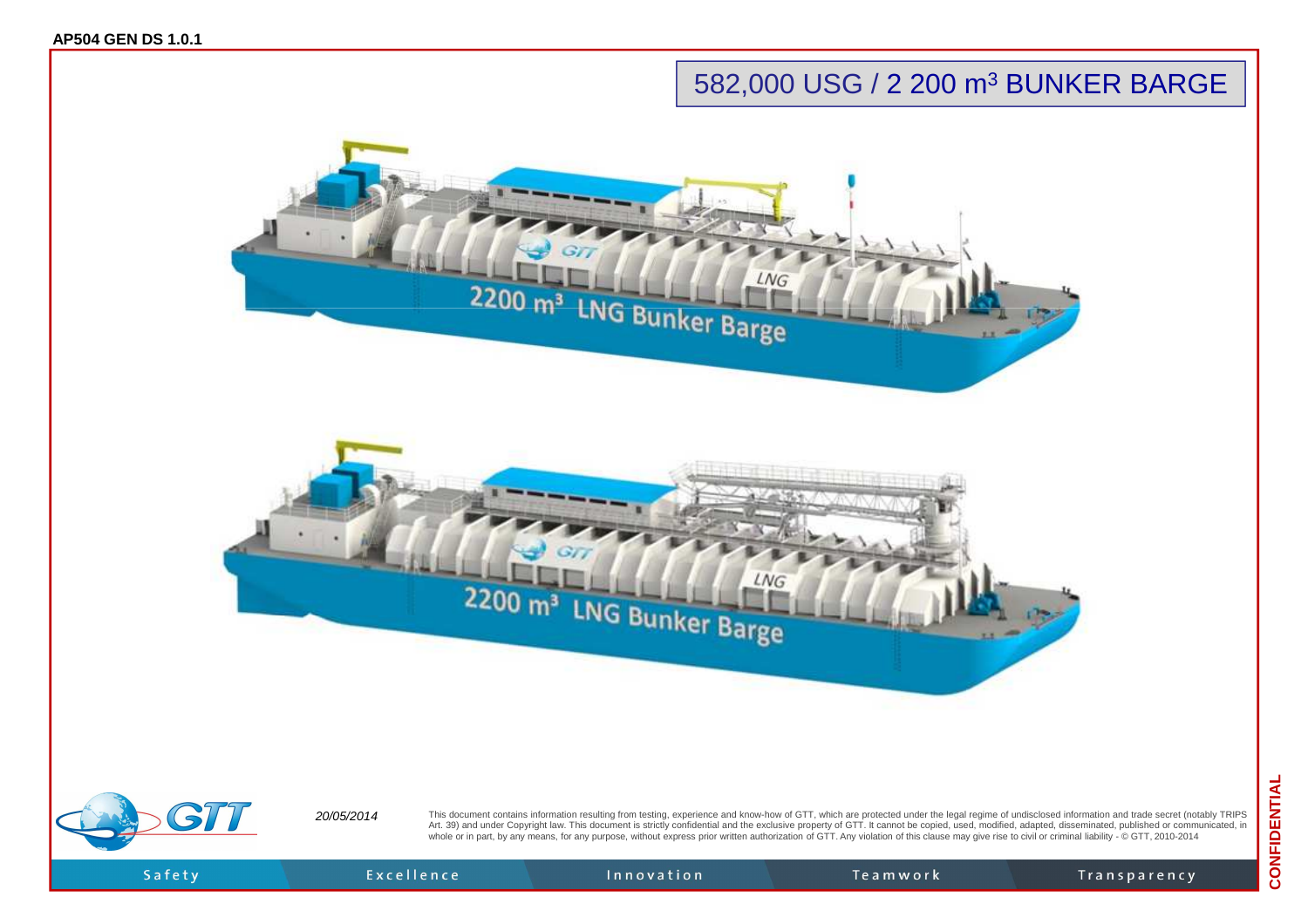# 582,000 USG / 2 200 m$^3$ BUNKER BARGE

*20/05/2014*

This document contains information resulting from testing, experience and know-how of GTT, which are protected under the legal regime of undisclosed information and trade secret (notably TRIPS Art. 39) and under Copyright law. This document is strictly confidential and the exclusive property of GTT. It cannot be copied, used, modified, adapted, disseminated, published or communicated, in whole or in part, by any means, for any purpose, without express prior written authorization of GTT. Any violation of this clause may give rise to civil or criminal liability - © GTT, 2010-2014